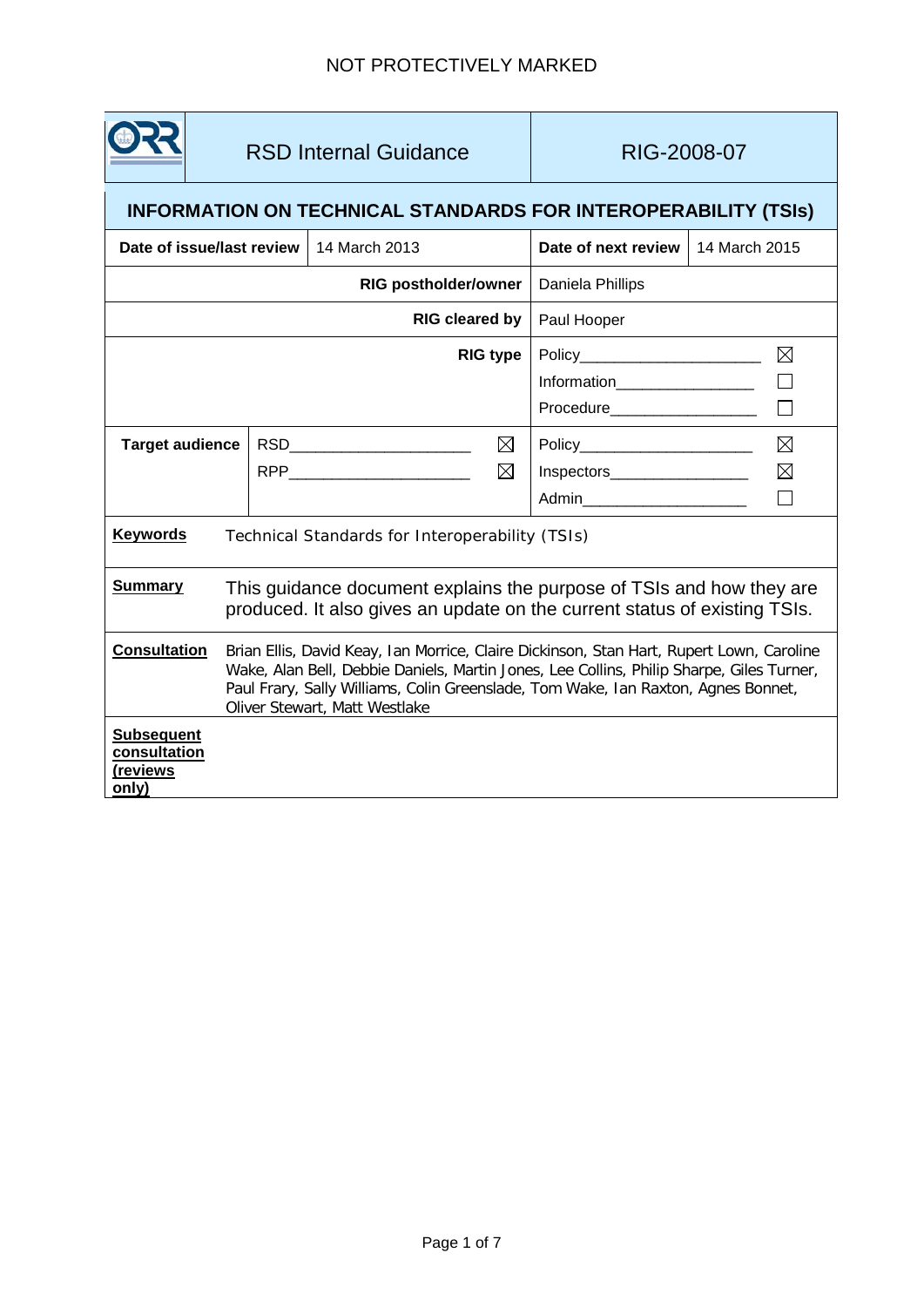NOT PROTECTIVELY MARKED

| ORR | RSD Internal Guidance | RIG-2008-07 |
|---|---|---|

## INFORMATION ON TECHNICAL STANDARDS FOR INTEROPERABILITY (TSIs)

| **Date of issue/last review** | 14 March 2013 | **Date of next review** | 14 March 2015 |
|---|---|---|---|
| | **RIG postholder/owner** | Daniela Phillips | |
| | **RIG cleared by** | Paul Hooper | |
| | **RIG type** | Policy ☒<br>Information ☐<br>Procedure ☐ | |

| **Target audience** | RSD ☒<br>RPP ☒ | Policy ☒<br>Inspectors ☒<br>Admin ☐ |
|---|---|---|

| | |
|---|---|
| **Keywords** | Technical Standards for Interoperability (TSIs) |
| **Summary** | This guidance document explains the purpose of TSIs and how they are produced. It also gives an update on the current status of existing TSIs. |
| **Consultation** | Brian Ellis, David Keay, Ian Morrice, Claire Dickinson, Stan Hart, Rupert Lown, Caroline Wake, Alan Bell, Debbie Daniels, Martin Jones, Lee Collins, Philip Sharpe, Giles Turner, Paul Frary, Sally Williams, Colin Greenslade, Tom Wake, Ian Raxton, Agnes Bonnet, Oliver Stewart, Matt Westlake |
| **Subsequent consultation (reviews only)** | |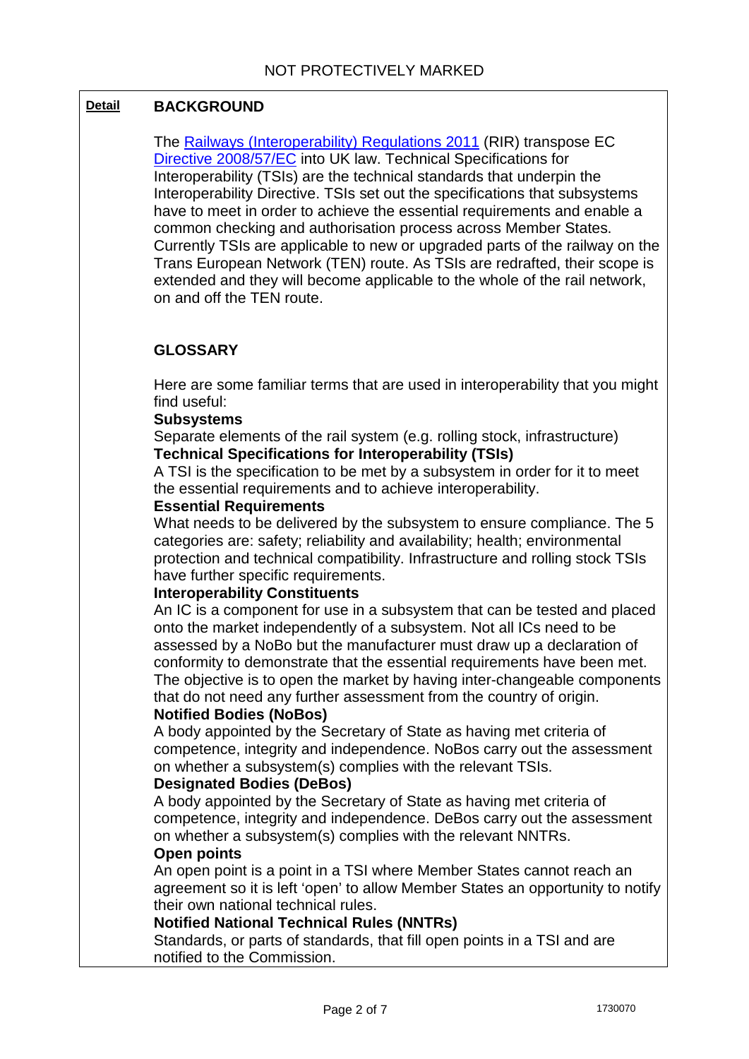**Detail**

## BACKGROUND

The Railways (Interoperability) Regulations 2011 (RIR) transpose EC Directive 2008/57/EC into UK law. Technical Specifications for Interoperability (TSIs) are the technical standards that underpin the Interoperability Directive. TSIs set out the specifications that subsystems have to meet in order to achieve the essential requirements and enable a common checking and authorisation process across Member States. Currently TSIs are applicable to new or upgraded parts of the railway on the Trans European Network (TEN) route. As TSIs are redrafted, their scope is extended and they will become applicable to the whole of the rail network, on and off the TEN route.

## GLOSSARY

Here are some familiar terms that are used in interoperability that you might find useful:

**Subsystems**
Separate elements of the rail system (e.g. rolling stock, infrastructure)

**Technical Specifications for Interoperability (TSIs)**
A TSI is the specification to be met by a subsystem in order for it to meet the essential requirements and to achieve interoperability.

**Essential Requirements**
What needs to be delivered by the subsystem to ensure compliance. The 5 categories are: safety; reliability and availability; health; environmental protection and technical compatibility. Infrastructure and rolling stock TSIs have further specific requirements.

**Interoperability Constituents**
An IC is a component for use in a subsystem that can be tested and placed onto the market independently of a subsystem. Not all ICs need to be assessed by a NoBo but the manufacturer must draw up a declaration of conformity to demonstrate that the essential requirements have been met. The objective is to open the market by having inter-changeable components that do not need any further assessment from the country of origin.

**Notified Bodies (NoBos)**
A body appointed by the Secretary of State as having met criteria of competence, integrity and independence. NoBos carry out the assessment on whether a subsystem(s) complies with the relevant TSIs.

**Designated Bodies (DeBos)**
A body appointed by the Secretary of State as having met criteria of competence, integrity and independence. DeBos carry out the assessment on whether a subsystem(s) complies with the relevant NNTRs.

**Open points**
An open point is a point in a TSI where Member States cannot reach an agreement so it is left 'open' to allow Member States an opportunity to notify their own national technical rules.

**Notified National Technical Rules (NNTRs)**
Standards, or parts of standards, that fill open points in a TSI and are notified to the Commission.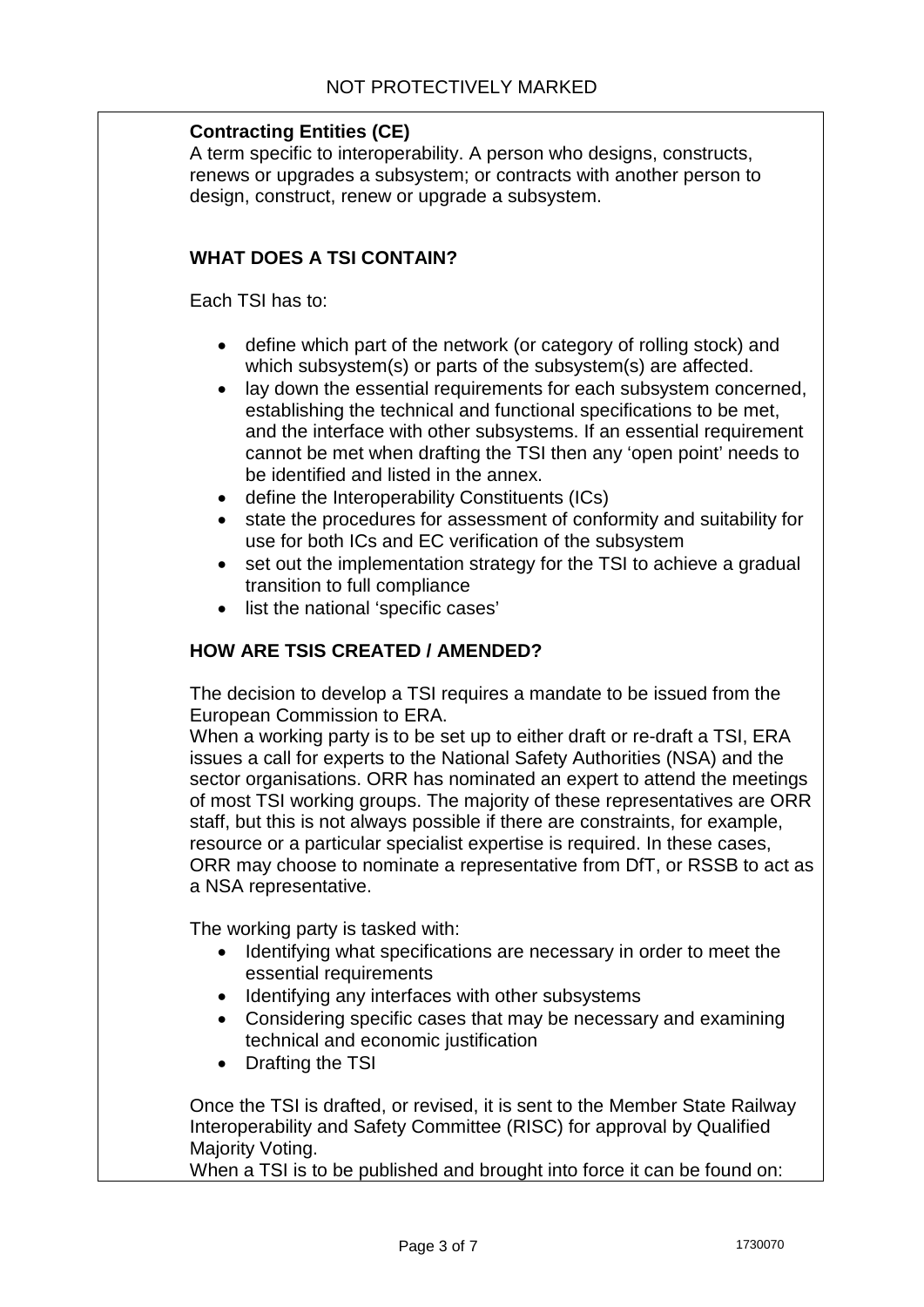**Contracting Entities (CE)**
A term specific to interoperability. A person who designs, constructs, renews or upgrades a subsystem; or contracts with another person to design, construct, renew or upgrade a subsystem.

## WHAT DOES A TSI CONTAIN?

Each TSI has to:

- define which part of the network (or category of rolling stock) and which subsystem(s) or parts of the subsystem(s) are affected.
- lay down the essential requirements for each subsystem concerned, establishing the technical and functional specifications to be met, and the interface with other subsystems. If an essential requirement cannot be met when drafting the TSI then any 'open point' needs to be identified and listed in the annex.
- define the Interoperability Constituents (ICs)
- state the procedures for assessment of conformity and suitability for use for both ICs and EC verification of the subsystem
- set out the implementation strategy for the TSI to achieve a gradual transition to full compliance
- list the national 'specific cases'

## HOW ARE TSIS CREATED / AMENDED?

The decision to develop a TSI requires a mandate to be issued from the European Commission to ERA.
When a working party is to be set up to either draft or re-draft a TSI, ERA issues a call for experts to the National Safety Authorities (NSA) and the sector organisations. ORR has nominated an expert to attend the meetings of most TSI working groups. The majority of these representatives are ORR staff, but this is not always possible if there are constraints, for example, resource or a particular specialist expertise is required. In these cases, ORR may choose to nominate a representative from DfT, or RSSB to act as a NSA representative.

The working party is tasked with:

- Identifying what specifications are necessary in order to meet the essential requirements
- Identifying any interfaces with other subsystems
- Considering specific cases that may be necessary and examining technical and economic justification
- Drafting the TSI

Once the TSI is drafted, or revised, it is sent to the Member State Railway Interoperability and Safety Committee (RISC) for approval by Qualified Majority Voting.
When a TSI is to be published and brought into force it can be found on: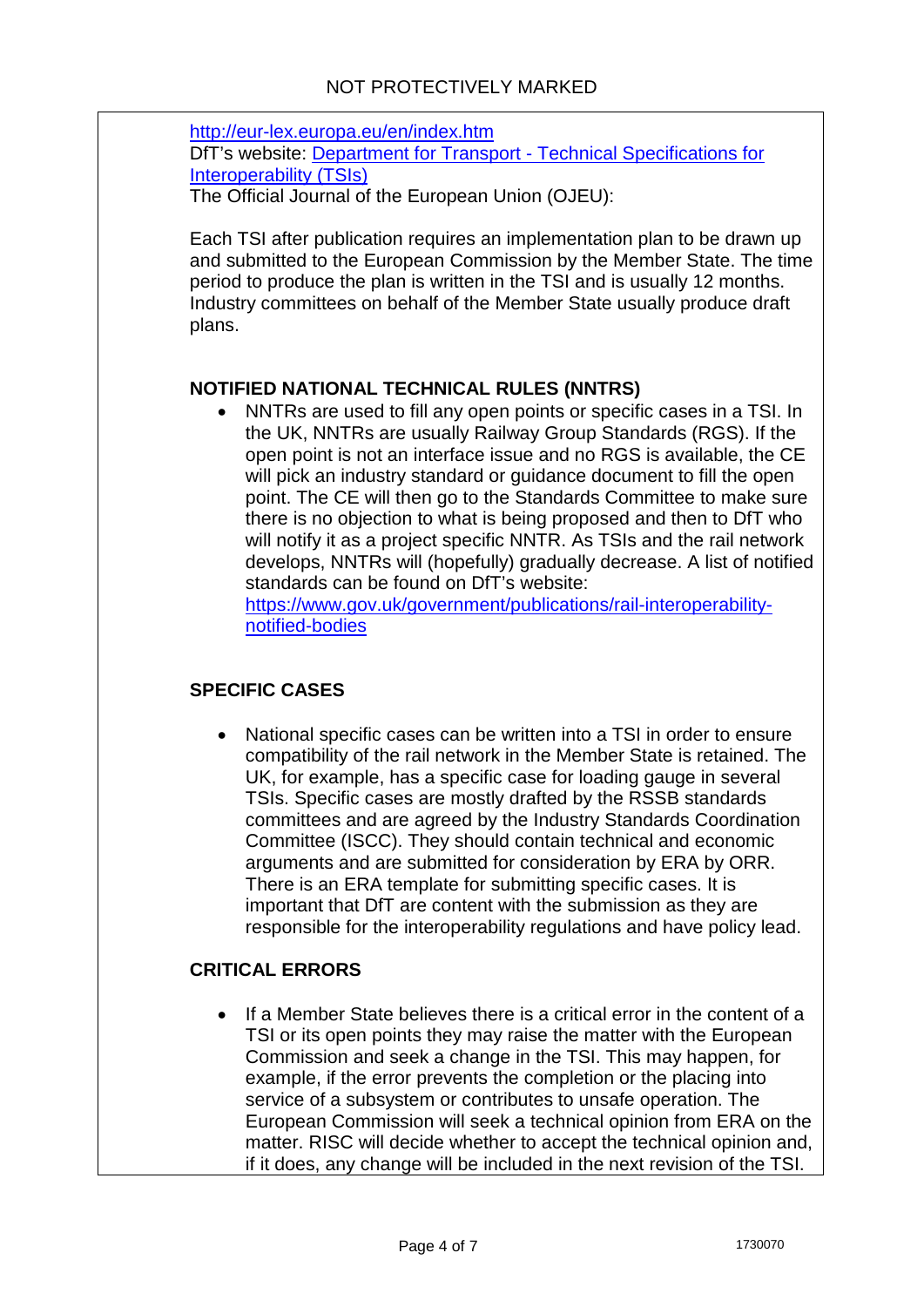http://eur-lex.europa.eu/en/index.htm
DfT's website: [Department for Transport - Technical Specifications for Interoperability (TSIs)]()
The Official Journal of the European Union (OJEU):

Each TSI after publication requires an implementation plan to be drawn up and submitted to the European Commission by the Member State. The time period to produce the plan is written in the TSI and is usually 12 months. Industry committees on behalf of the Member State usually produce draft plans.

## NOTIFIED NATIONAL TECHNICAL RULES (NNTRS)

- NNTRs are used to fill any open points or specific cases in a TSI. In the UK, NNTRs are usually Railway Group Standards (RGS). If the open point is not an interface issue and no RGS is available, the CE will pick an industry standard or guidance document to fill the open point. The CE will then go to the Standards Committee to make sure there is no objection to what is being proposed and then to DfT who will notify it as a project specific NNTR. As TSIs and the rail network develops, NNTRs will (hopefully) gradually decrease. A list of notified standards can be found on DfT's website: https://www.gov.uk/government/publications/rail-interoperability-notified-bodies

## SPECIFIC CASES

- National specific cases can be written into a TSI in order to ensure compatibility of the rail network in the Member State is retained. The UK, for example, has a specific case for loading gauge in several TSIs. Specific cases are mostly drafted by the RSSB standards committees and are agreed by the Industry Standards Coordination Committee (ISCC). They should contain technical and economic arguments and are submitted for consideration by ERA by ORR. There is an ERA template for submitting specific cases. It is important that DfT are content with the submission as they are responsible for the interoperability regulations and have policy lead.

## CRITICAL ERRORS

- If a Member State believes there is a critical error in the content of a TSI or its open points they may raise the matter with the European Commission and seek a change in the TSI. This may happen, for example, if the error prevents the completion or the placing into service of a subsystem or contributes to unsafe operation. The European Commission will seek a technical opinion from ERA on the matter. RISC will decide whether to accept the technical opinion and, if it does, any change will be included in the next revision of the TSI.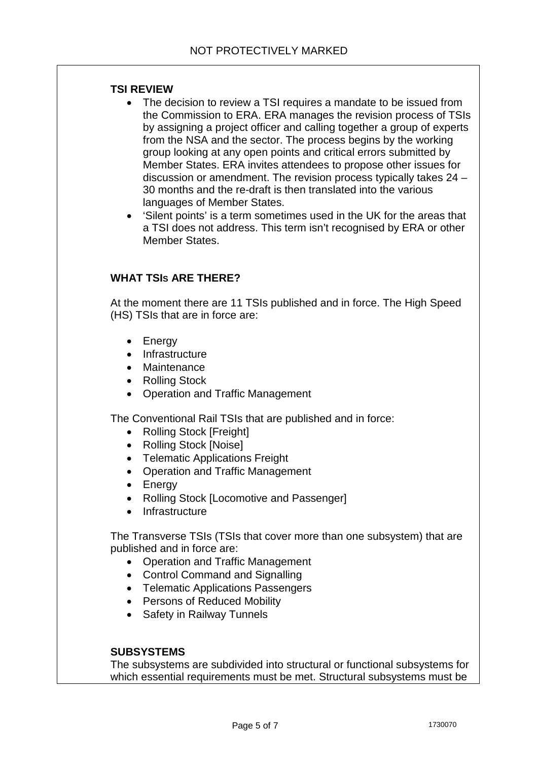**TSI REVIEW**

- The decision to review a TSI requires a mandate to be issued from the Commission to ERA. ERA manages the revision process of TSIs by assigning a project officer and calling together a group of experts from the NSA and the sector. The process begins by the working group looking at any open points and critical errors submitted by Member States. ERA invites attendees to propose other issues for discussion or amendment. The revision process typically takes 24 – 30 months and the re-draft is then translated into the various languages of Member States.
- 'Silent points' is a term sometimes used in the UK for the areas that a TSI does not address. This term isn't recognised by ERA or other Member States.

**WHAT TSIs ARE THERE?**

At the moment there are 11 TSIs published and in force. The High Speed (HS) TSIs that are in force are:

- Energy
- Infrastructure
- Maintenance
- Rolling Stock
- Operation and Traffic Management

The Conventional Rail TSIs that are published and in force:

- Rolling Stock [Freight]
- Rolling Stock [Noise]
- Telematic Applications Freight
- Operation and Traffic Management
- Energy
- Rolling Stock [Locomotive and Passenger]
- Infrastructure

The Transverse TSIs (TSIs that cover more than one subsystem) that are published and in force are:

- Operation and Traffic Management
- Control Command and Signalling
- Telematic Applications Passengers
- Persons of Reduced Mobility
- Safety in Railway Tunnels

**SUBSYSTEMS**

The subsystems are subdivided into structural or functional subsystems for which essential requirements must be met. Structural subsystems must be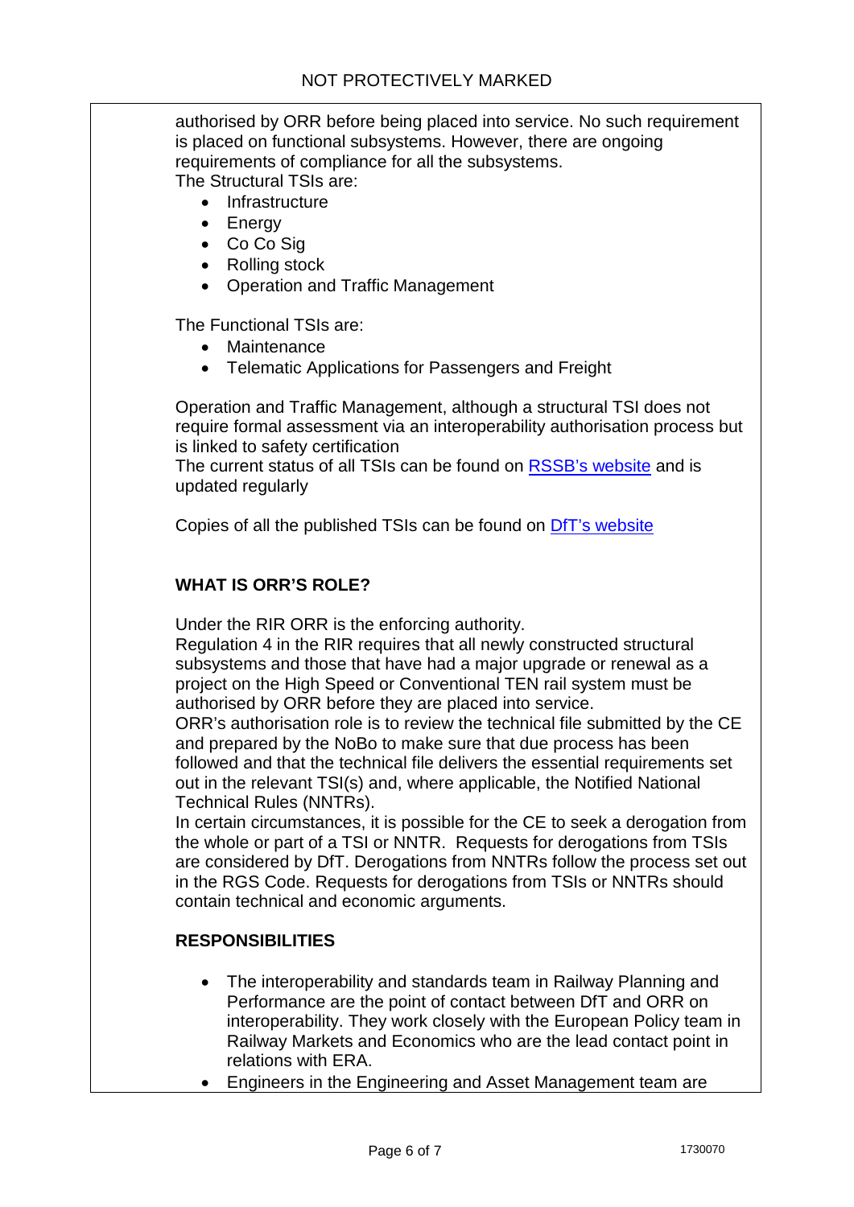authorised by ORR before being placed into service. No such requirement is placed on functional subsystems. However, there are ongoing requirements of compliance for all the subsystems.
The Structural TSIs are:

- Infrastructure
- Energy
- Co Co Sig
- Rolling stock
- Operation and Traffic Management

The Functional TSIs are:

- Maintenance
- Telematic Applications for Passengers and Freight

Operation and Traffic Management, although a structural TSI does not require formal assessment via an interoperability authorisation process but is linked to safety certification
The current status of all TSIs can be found on RSSB's website and is updated regularly

Copies of all the published TSIs can be found on DfT's website

**WHAT IS ORR'S ROLE?**

Under the RIR ORR is the enforcing authority.
Regulation 4 in the RIR requires that all newly constructed structural subsystems and those that have had a major upgrade or renewal as a project on the High Speed or Conventional TEN rail system must be authorised by ORR before they are placed into service.
ORR's authorisation role is to review the technical file submitted by the CE and prepared by the NoBo to make sure that due process has been followed and that the technical file delivers the essential requirements set out in the relevant TSI(s) and, where applicable, the Notified National Technical Rules (NNTRs).
In certain circumstances, it is possible for the CE to seek a derogation from the whole or part of a TSI or NNTR. Requests for derogations from TSIs are considered by DfT. Derogations from NNTRs follow the process set out in the RGS Code. Requests for derogations from TSIs or NNTRs should contain technical and economic arguments.

**RESPONSIBILITIES**

- The interoperability and standards team in Railway Planning and Performance are the point of contact between DfT and ORR on interoperability. They work closely with the European Policy team in Railway Markets and Economics who are the lead contact point in relations with ERA.
- Engineers in the Engineering and Asset Management team are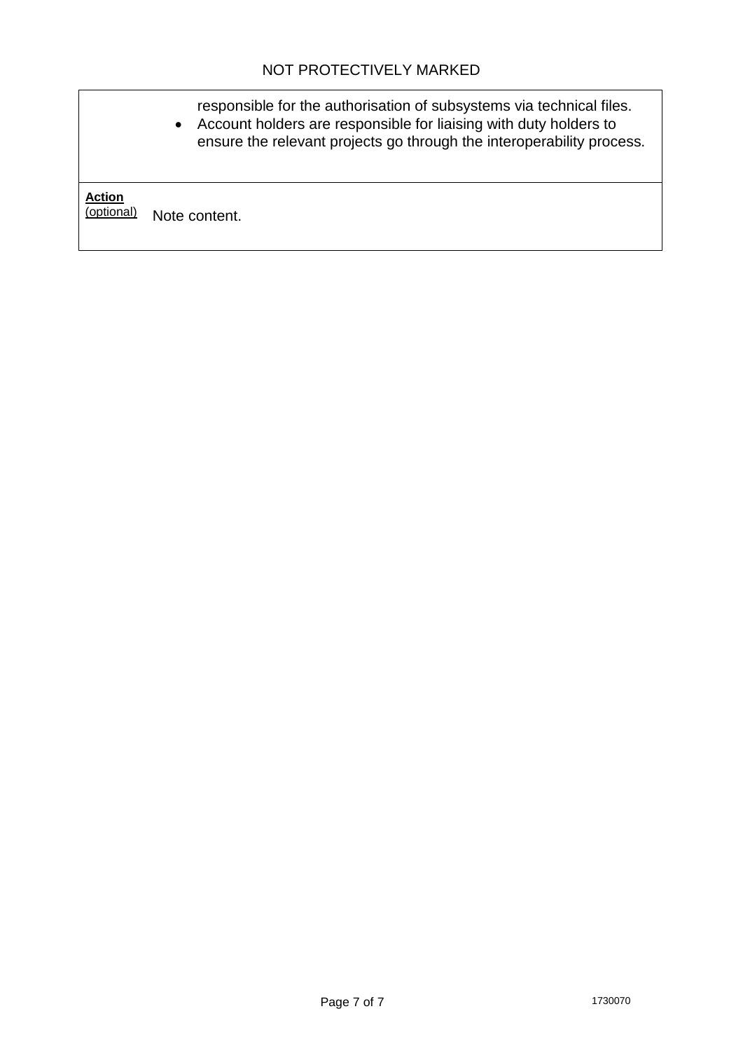| | |
|---|---|
| | responsible for the authorisation of subsystems via technical files.<br>• Account holders are responsible for liaising with duty holders to ensure the relevant projects go through the interoperability process. |
| **Action** (optional) | Note content. |